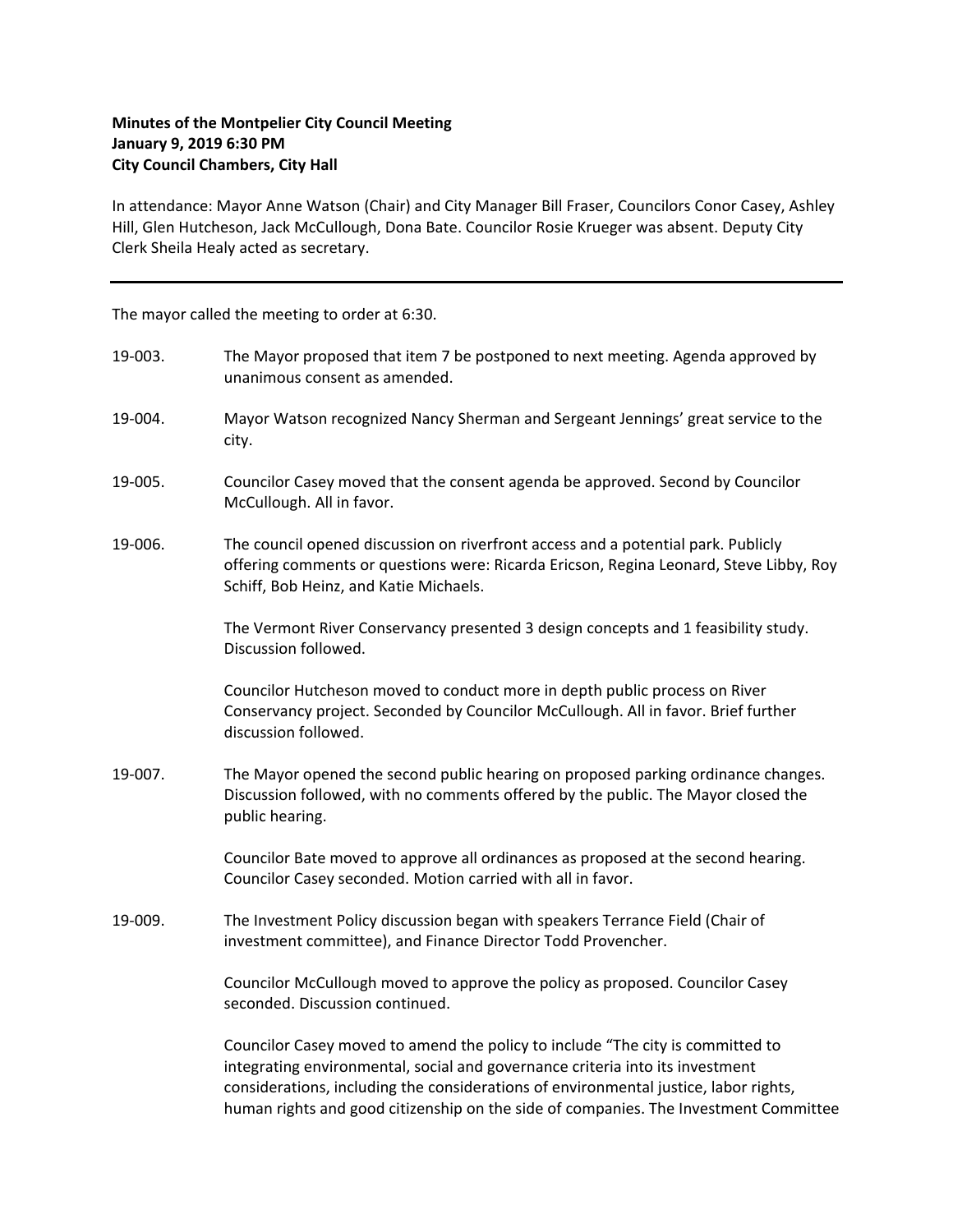**Minutes of the Montpelier City Council Meeting**
**January 9, 2019 6:30 PM**
**City Council Chambers, City Hall**

In attendance: Mayor Anne Watson (Chair) and City Manager Bill Fraser, Councilors Conor Casey, Ashley Hill, Glen Hutcheson, Jack McCullough, Dona Bate. Councilor Rosie Krueger was absent. Deputy City Clerk Sheila Healy acted as secretary.

---

The mayor called the meeting to order at 6:30.

19-003. The Mayor proposed that item 7 be postponed to next meeting. Agenda approved by unanimous consent as amended.

19-004. Mayor Watson recognized Nancy Sherman and Sergeant Jennings' great service to the city.

19-005. Councilor Casey moved that the consent agenda be approved. Second by Councilor McCullough. All in favor.

19-006. The council opened discussion on riverfront access and a potential park. Publicly offering comments or questions were: Ricarda Ericson, Regina Leonard, Steve Libby, Roy Schiff, Bob Heinz, and Katie Michaels.

The Vermont River Conservancy presented 3 design concepts and 1 feasibility study. Discussion followed.

Councilor Hutcheson moved to conduct more in depth public process on River Conservancy project. Seconded by Councilor McCullough. All in favor. Brief further discussion followed.

19-007. The Mayor opened the second public hearing on proposed parking ordinance changes. Discussion followed, with no comments offered by the public. The Mayor closed the public hearing.

Councilor Bate moved to approve all ordinances as proposed at the second hearing. Councilor Casey seconded. Motion carried with all in favor.

19-009. The Investment Policy discussion began with speakers Terrance Field (Chair of investment committee), and Finance Director Todd Provencher.

Councilor McCullough moved to approve the policy as proposed. Councilor Casey seconded. Discussion continued.

Councilor Casey moved to amend the policy to include "The city is committed to integrating environmental, social and governance criteria into its investment considerations, including the considerations of environmental justice, labor rights, human rights and good citizenship on the side of companies. The Investment Committee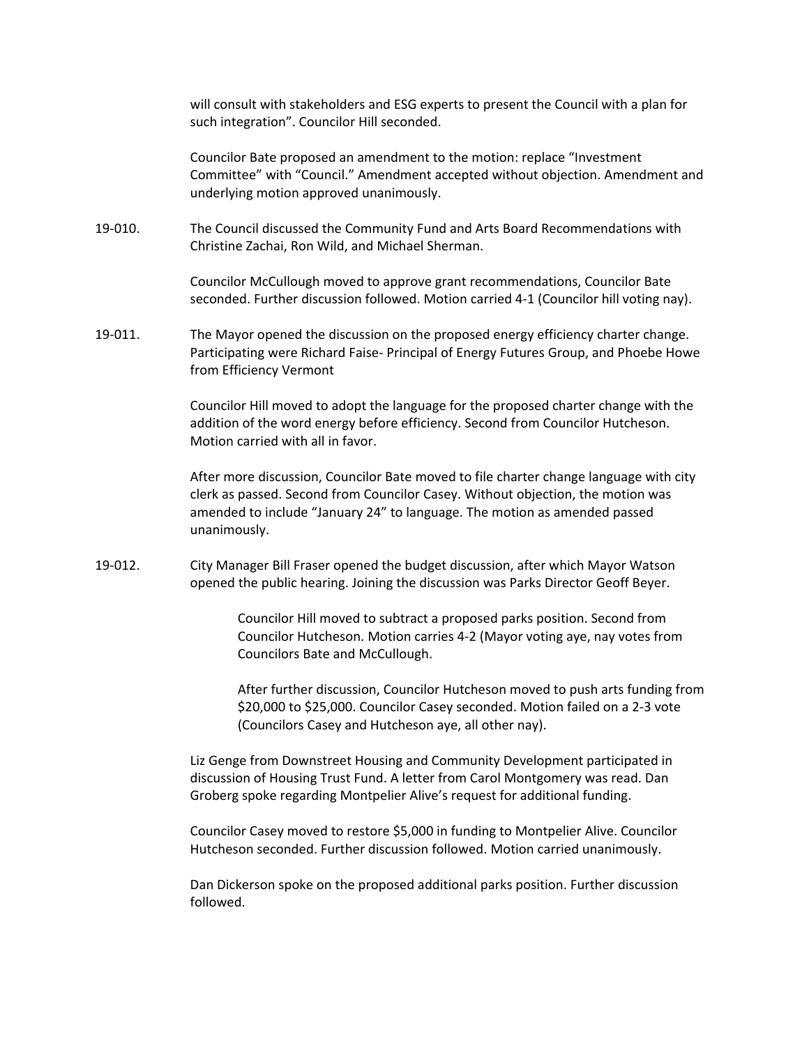will consult with stakeholders and ESG experts to present the Council with a plan for such integration". Councilor Hill seconded.

Councilor Bate proposed an amendment to the motion: replace "Investment Committee" with "Council." Amendment accepted without objection. Amendment and underlying motion approved unanimously.

19-010. The Council discussed the Community Fund and Arts Board Recommendations with Christine Zachai, Ron Wild, and Michael Sherman.

Councilor McCullough moved to approve grant recommendations, Councilor Bate seconded. Further discussion followed. Motion carried 4-1 (Councilor hill voting nay).

19-011. The Mayor opened the discussion on the proposed energy efficiency charter change. Participating were Richard Faise- Principal of Energy Futures Group, and Phoebe Howe from Efficiency Vermont

Councilor Hill moved to adopt the language for the proposed charter change with the addition of the word energy before efficiency. Second from Councilor Hutcheson. Motion carried with all in favor.

After more discussion, Councilor Bate moved to file charter change language with city clerk as passed. Second from Councilor Casey. Without objection, the motion was amended to include "January 24" to language. The motion as amended passed unanimously.

19-012. City Manager Bill Fraser opened the budget discussion, after which Mayor Watson opened the public hearing. Joining the discussion was Parks Director Geoff Beyer.

Councilor Hill moved to subtract a proposed parks position. Second from Councilor Hutcheson. Motion carries 4-2 (Mayor voting aye, nay votes from Councilors Bate and McCullough.

After further discussion, Councilor Hutcheson moved to push arts funding from $20,000 to $25,000. Councilor Casey seconded. Motion failed on a 2-3 vote (Councilors Casey and Hutcheson aye, all other nay).

Liz Genge from Downstreet Housing and Community Development participated in discussion of Housing Trust Fund. A letter from Carol Montgomery was read. Dan Groberg spoke regarding Montpelier Alive's request for additional funding.

Councilor Casey moved to restore $5,000 in funding to Montpelier Alive. Councilor Hutcheson seconded. Further discussion followed. Motion carried unanimously.

Dan Dickerson spoke on the proposed additional parks position. Further discussion followed.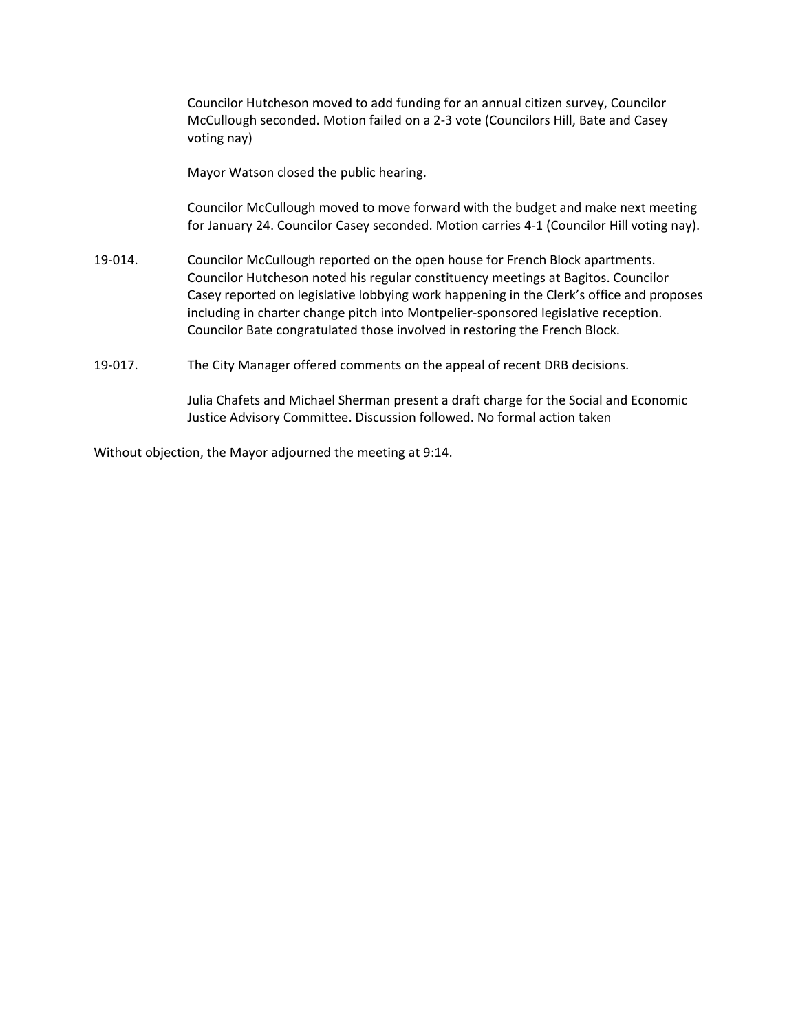Councilor Hutcheson moved to add funding for an annual citizen survey, Councilor McCullough seconded. Motion failed on a 2-3 vote (Councilors Hill, Bate and Casey voting nay)

Mayor Watson closed the public hearing.

Councilor McCullough moved to move forward with the budget and make next meeting for January 24. Councilor Casey seconded. Motion carries 4-1 (Councilor Hill voting nay).

19-014. Councilor McCullough reported on the open house for French Block apartments. Councilor Hutcheson noted his regular constituency meetings at Bagitos. Councilor Casey reported on legislative lobbying work happening in the Clerk's office and proposes including in charter change pitch into Montpelier-sponsored legislative reception. Councilor Bate congratulated those involved in restoring the French Block.

19-017. The City Manager offered comments on the appeal of recent DRB decisions.

Julia Chafets and Michael Sherman present a draft charge for the Social and Economic Justice Advisory Committee. Discussion followed. No formal action taken

Without objection, the Mayor adjourned the meeting at 9:14.